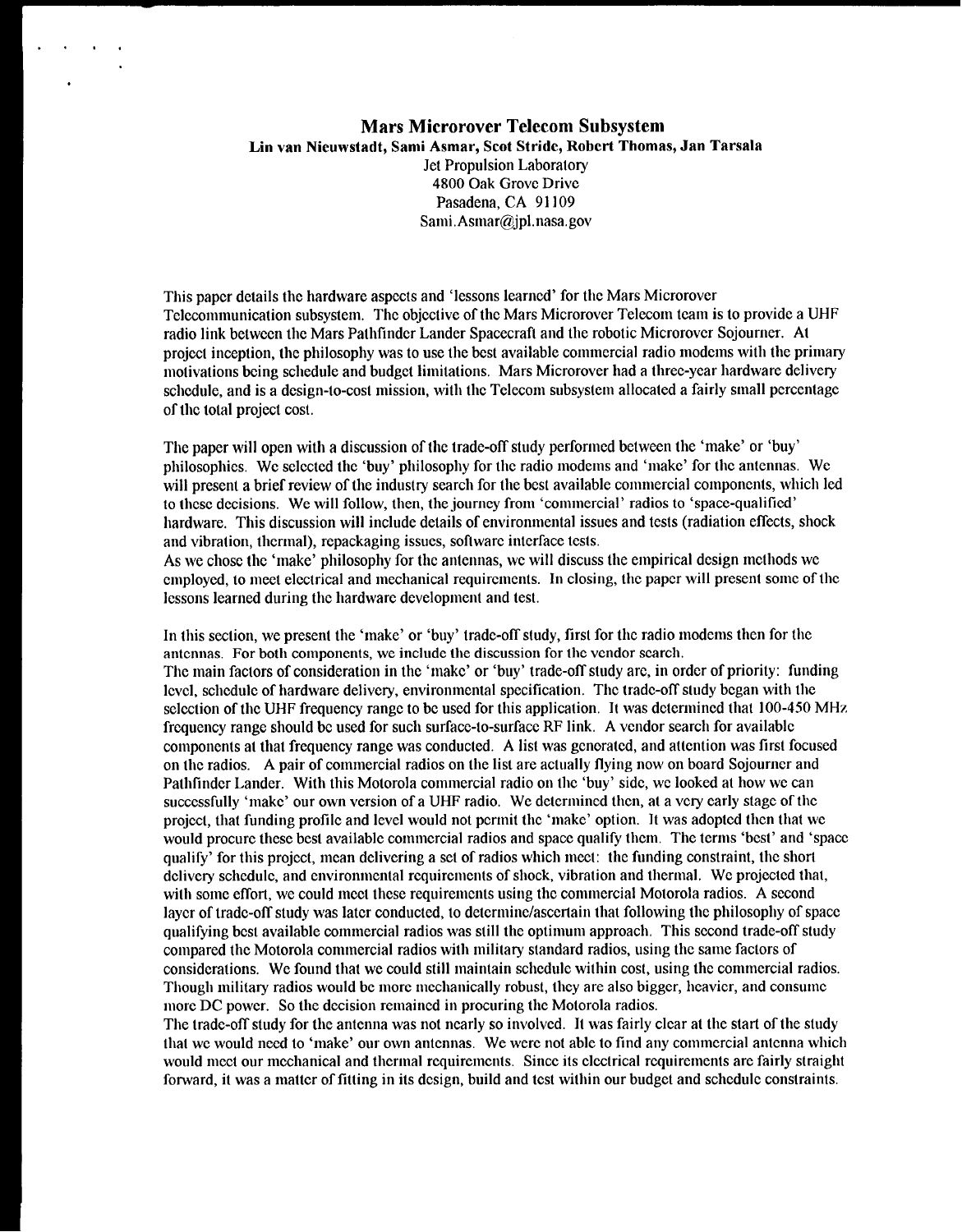# Mars Microrover Telecom Subsystem

**Lin van Nieuwstadt, Sami Asmar, Scot Stride, Robert Thomas, Jan Tarsala**

Jet Propulsion Laboratory
4800 Oak Grove Drive
Pasadena, CA 91109
Sami.Asmar@jpl.nasa.gov

This paper details the hardware aspects and 'lessons learned' for the Mars Microrover Telecommunication subsystem. The objective of the Mars Microrover Telecom team is to provide a UHF radio link between the Mars Pathfinder Lander Spacecraft and the robotic Microrover Sojourner. At project inception, the philosophy was to use the best available commercial radio modems with the primary motivations being schedule and budget limitations. Mars Microrover had a three-year hardware delivery schedule, and is a design-to-cost mission, with the Telecom subsystem allocated a fairly small percentage of the total project cost.

The paper will open with a discussion of the trade-off study performed between the 'make' or 'buy' philosophies. We selected the 'buy' philosophy for the radio modems and 'make' for the antennas. We will present a brief review of the industry search for the best available commercial components, which led to these decisions. We will follow, then, the journey from 'commercial' radios to 'space-qualified' hardware. This discussion will include details of environmental issues and tests (radiation effects, shock and vibration, thermal), repackaging issues, software interface tests.
As we chose the 'make' philosophy for the antennas, we will discuss the empirical design methods we employed, to meet electrical and mechanical requirements. In closing, the paper will present some of the lessons learned during the hardware development and test.

In this section, we present the 'make' or 'buy' trade-off study, first for the radio modems then for the antennas. For both components, we include the discussion for the vendor search.
The main factors of consideration in the 'make' or 'buy' trade-off study are, in order of priority: funding level, schedule of hardware delivery, environmental specification. The trade-off study began with the selection of the UHF frequency range to be used for this application. It was determined that 100-450 MHz frequency range should be used for such surface-to-surface RF link. A vendor search for available components at that frequency range was conducted. A list was generated, and attention was first focused on the radios. A pair of commercial radios on the list are actually flying now on board Sojourner and Pathfinder Lander. With this Motorola commercial radio on the 'buy' side, we looked at how we can successfully 'make' our own version of a UHF radio. We determined then, at a very early stage of the project, that funding profile and level would not permit the 'make' option. It was adopted then that we would procure these best available commercial radios and space qualify them. The terms 'best' and 'space qualify' for this project, mean delivering a set of radios which meet: the funding constraint, the short delivery schedule, and environmental requirements of shock, vibration and thermal. We projected that, with some effort, we could meet these requirements using the commercial Motorola radios. A second layer of trade-off study was later conducted, to determine/ascertain that following the philosophy of space qualifying best available commercial radios was still the optimum approach. This second trade-off study compared the Motorola commercial radios with military standard radios, using the same factors of considerations. We found that we could still maintain schedule within cost, using the commercial radios. Though military radios would be more mechanically robust, they are also bigger, heavier, and consume more DC power. So the decision remained in procuring the Motorola radios.
The trade-off study for the antenna was not nearly so involved. It was fairly clear at the start of the study that we would need to 'make' our own antennas. We were not able to find any commercial antenna which would meet our mechanical and thermal requirements. Since its electrical requirements are fairly straight forward, it was a matter of fitting in its design, build and test within our budget and schedule constraints.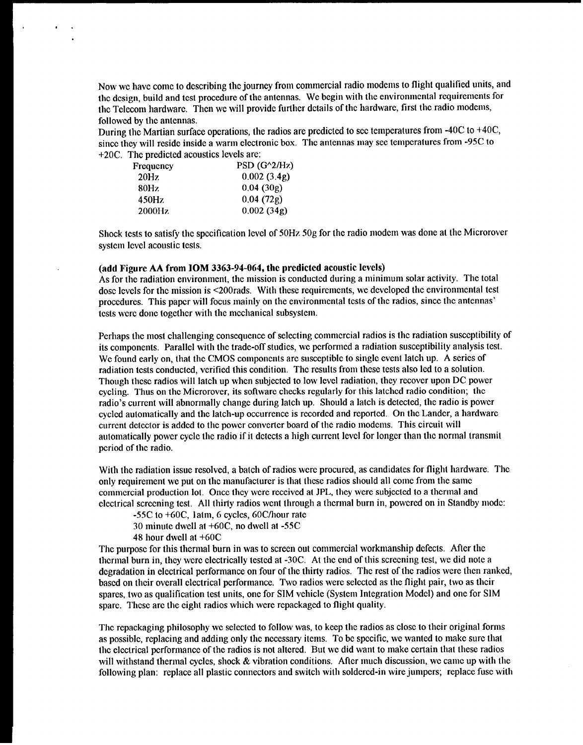Now we have come to describing the journey from commercial radio modems to flight qualified units, and the design, build and test procedure of the antennas. We begin with the environmental requirements for the Telecom hardware. Then we will provide further details of the hardware, first the radio modems, followed by the antennas.

During the Martian surface operations, the radios are predicted to see temperatures from -40C to +40C, since they will reside inside a warm electronic box. The antennas may see temperatures from -95C to +20C. The predicted acoustics levels are:

| Frequency | PSD (G^2/Hz) |
|---|---|
| 20Hz | 0.002 (3.4g) |
| 80Hz | 0.04 (30g) |
| 450Hz | 0.04 (72g) |
| 2000Hz | 0.002 (34g) |

Shock tests to satisfy the specification level of 50Hz 50g for the radio modem was done at the Microrover system level acoustic tests.

**(add Figure AA from IOM 3363-94-064, the predicted acoustic levels)**

As for the radiation environment, the mission is conducted during a minimum solar activity. The total dose levels for the mission is <200rads. With these requirements, we developed the environmental test procedures. This paper will focus mainly on the environmental tests of the radios, since the antennas' tests were done together with the mechanical subsystem.

Perhaps the most challenging consequence of selecting commercial radios is the radiation susceptibility of its components. Parallel with the trade-off studies, we performed a radiation susceptibility analysis test. We found early on, that the CMOS components are susceptible to single event latch up. A series of radiation tests conducted, verified this condition. The results from these tests also led to a solution. Though these radios will latch up when subjected to low level radiation, they recover upon DC power cycling. Thus on the Microrover, its software checks regularly for this latched radio condition; the radio's current will abnormally change during latch up. Should a latch be detected, the radio is power cycled automatically and the latch-up occurrence is recorded and reported. On the Lander, a hardware current detector is added to the power converter board of the radio modems. This circuit will automatically power cycle the radio if it detects a high current level for longer than the normal transmit period of the radio.

With the radiation issue resolved, a batch of radios were procured, as candidates for flight hardware. The only requirement we put on the manufacturer is that these radios should all come from the same commercial production lot. Once they were received at JPL, they were subjected to a thermal and electrical screening test. All thirty radios went through a thermal burn in, powered on in Standby mode:

- -55C to +60C, 1atm, 6 cycles, 60C/hour rate
- 30 minute dwell at +60C, no dwell at -55C
- 48 hour dwell at +60C

The purpose for this thermal burn in was to screen out commercial workmanship defects. After the thermal burn in, they were electrically tested at -30C. At the end of this screening test, we did note a degradation in electrical performance on four of the thirty radios. The rest of the radios were then ranked, based on their overall electrical performance. Two radios were selected as the flight pair, two as their spares, two as qualification test units, one for SIM vehicle (System Integration Model) and one for SIM spare. These are the eight radios which were repackaged to flight quality.

The repackaging philosophy we selected to follow was, to keep the radios as close to their original forms as possible, replacing and adding only the necessary items. To be specific, we wanted to make sure that the electrical performance of the radios is not altered. But we did want to make certain that these radios will withstand thermal cycles, shock & vibration conditions. After much discussion, we came up with the following plan: replace all plastic connectors and switch with soldered-in wire jumpers; replace fuse with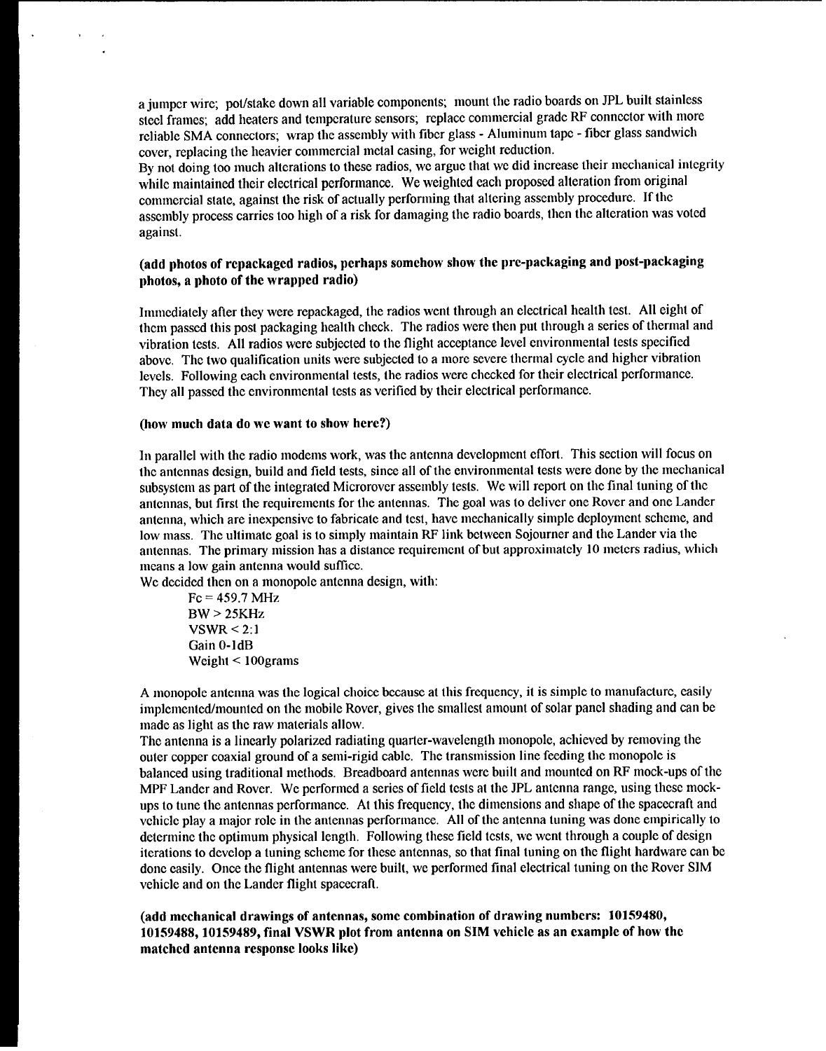a jumper wire; pot/stake down all variable components; mount the radio boards on JPL built stainless steel frames; add heaters and temperature sensors; replace commercial grade RF connector with more reliable SMA connectors; wrap the assembly with fiber glass - Aluminum tape - fiber glass sandwich cover, replacing the heavier commercial metal casing, for weight reduction.
By not doing too much alterations to these radios, we argue that we did increase their mechanical integrity while maintained their electrical performance. We weighted each proposed alteration from original commercial state, against the risk of actually performing that altering assembly procedure. If the assembly process carries too high of a risk for damaging the radio boards, then the alteration was voted against.

**(add photos of repackaged radios, perhaps somehow show the pre-packaging and post-packaging photos, a photo of the wrapped radio)**

Immediately after they were repackaged, the radios went through an electrical health test. All eight of them passed this post packaging health check. The radios were then put through a series of thermal and vibration tests. All radios were subjected to the flight acceptance level environmental tests specified above. The two qualification units were subjected to a more severe thermal cycle and higher vibration levels. Following each environmental tests, the radios were checked for their electrical performance. They all passed the environmental tests as verified by their electrical performance.

**(how much data do we want to show here?)**

In parallel with the radio modems work, was the antenna development effort. This section will focus on the antennas design, build and field tests, since all of the environmental tests were done by the mechanical subsystem as part of the integrated Microrover assembly tests. We will report on the final tuning of the antennas, but first the requirements for the antennas. The goal was to deliver one Rover and one Lander antenna, which are inexpensive to fabricate and test, have mechanically simple deployment scheme, and low mass. The ultimate goal is to simply maintain RF link between Sojourner and the Lander via the antennas. The primary mission has a distance requirement of but approximately 10 meters radius, which means a low gain antenna would suffice.
We decided then on a monopole antenna design, with:

- Fc = 459.7 MHz
- BW > 25KHz
- VSWR < 2:1
- Gain 0-1dB
- Weight < 100grams

A monopole antenna was the logical choice because at this frequency, it is simple to manufacture, easily implemented/mounted on the mobile Rover, gives the smallest amount of solar panel shading and can be made as light as the raw materials allow.
The antenna is a linearly polarized radiating quarter-wavelength monopole, achieved by removing the outer copper coaxial ground of a semi-rigid cable. The transmission line feeding the monopole is balanced using traditional methods. Breadboard antennas were built and mounted on RF mock-ups of the MPF Lander and Rover. We performed a series of field tests at the JPL antenna range, using these mock-ups to tune the antennas performance. At this frequency, the dimensions and shape of the spacecraft and vehicle play a major role in the antennas performance. All of the antenna tuning was done empirically to determine the optimum physical length. Following these field tests, we went through a couple of design iterations to develop a tuning scheme for these antennas, so that final tuning on the flight hardware can be done easily. Once the flight antennas were built, we performed final electrical tuning on the Rover SIM vehicle and on the Lander flight spacecraft.

**(add mechanical drawings of antennas, some combination of drawing numbers: 10159480, 10159488, 10159489, final VSWR plot from antenna on SIM vehicle as an example of how the matched antenna response looks like)**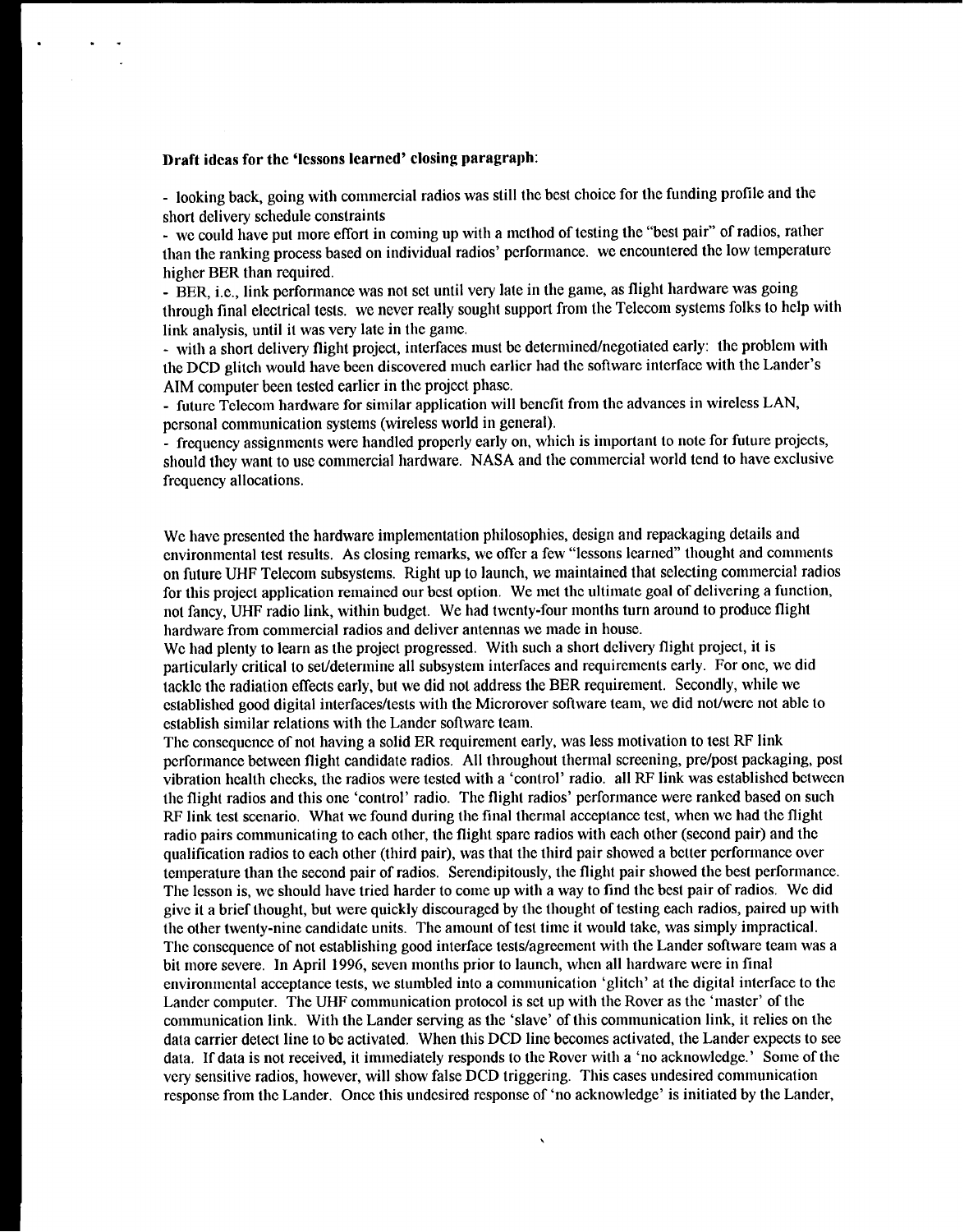**Draft ideas for the 'lessons learned' closing paragraph:**

- looking back, going with commercial radios was still the best choice for the funding profile and the short delivery schedule constraints
- we could have put more effort in coming up with a method of testing the "best pair" of radios, rather than the ranking process based on individual radios' performance. we encountered the low temperature higher BER than required.
- BER, i.e., link performance was not set until very late in the game, as flight hardware was going through final electrical tests. we never really sought support from the Telecom systems folks to help with link analysis, until it was very late in the game.
- with a short delivery flight project, interfaces must be determined/negotiated early: the problem with the DCD glitch would have been discovered much earlier had the software interface with the Lander's AIM computer been tested earlier in the project phase.
- future Telecom hardware for similar application will benefit from the advances in wireless LAN, personal communication systems (wireless world in general).
- frequency assignments were handled properly early on, which is important to note for future projects, should they want to use commercial hardware. NASA and the commercial world tend to have exclusive frequency allocations.

We have presented the hardware implementation philosophies, design and repackaging details and environmental test results. As closing remarks, we offer a few "lessons learned" thought and comments on future UHF Telecom subsystems. Right up to launch, we maintained that selecting commercial radios for this project application remained our best option. We met the ultimate goal of delivering a function, not fancy, UHF radio link, within budget. We had twenty-four months turn around to produce flight hardware from commercial radios and deliver antennas we made in house.

We had plenty to learn as the project progressed. With such a short delivery flight project, it is particularly critical to set/determine all subsystem interfaces and requirements early. For one, we did tackle the radiation effects early, but we did not address the BER requirement. Secondly, while we established good digital interfaces/tests with the Microrover software team, we did not/were not able to establish similar relations with the Lander software team.

The consequence of not having a solid ER requirement early, was less motivation to test RF link performance between flight candidate radios. All throughout thermal screening, pre/post packaging, post vibration health checks, the radios were tested with a 'control' radio. all RF link was established between the flight radios and this one 'control' radio. The flight radios' performance were ranked based on such RF link test scenario. What we found during the final thermal acceptance test, when we had the flight radio pairs communicating to each other, the flight spare radios with each other (second pair) and the qualification radios to each other (third pair), was that the third pair showed a better performance over temperature than the second pair of radios. Serendipitously, the flight pair showed the best performance. The lesson is, we should have tried harder to come up with a way to find the best pair of radios. We did give it a brief thought, but were quickly discouraged by the thought of testing each radios, paired up with the other twenty-nine candidate units. The amount of test time it would take, was simply impractical.

The consequence of not establishing good interface tests/agreement with the Lander software team was a bit more severe. In April 1996, seven months prior to launch, when all hardware were in final environmental acceptance tests, we stumbled into a communication 'glitch' at the digital interface to the Lander computer. The UHF communication protocol is set up with the Rover as the 'master' of the communication link. With the Lander serving as the 'slave' of this communication link, it relies on the data carrier detect line to be activated. When this DCD line becomes activated, the Lander expects to see data. If data is not received, it immediately responds to the Rover with a 'no acknowledge.' Some of the very sensitive radios, however, will show false DCD triggering. This cases undesired communication response from the Lander. Once this undesired response of 'no acknowledge' is initiated by the Lander,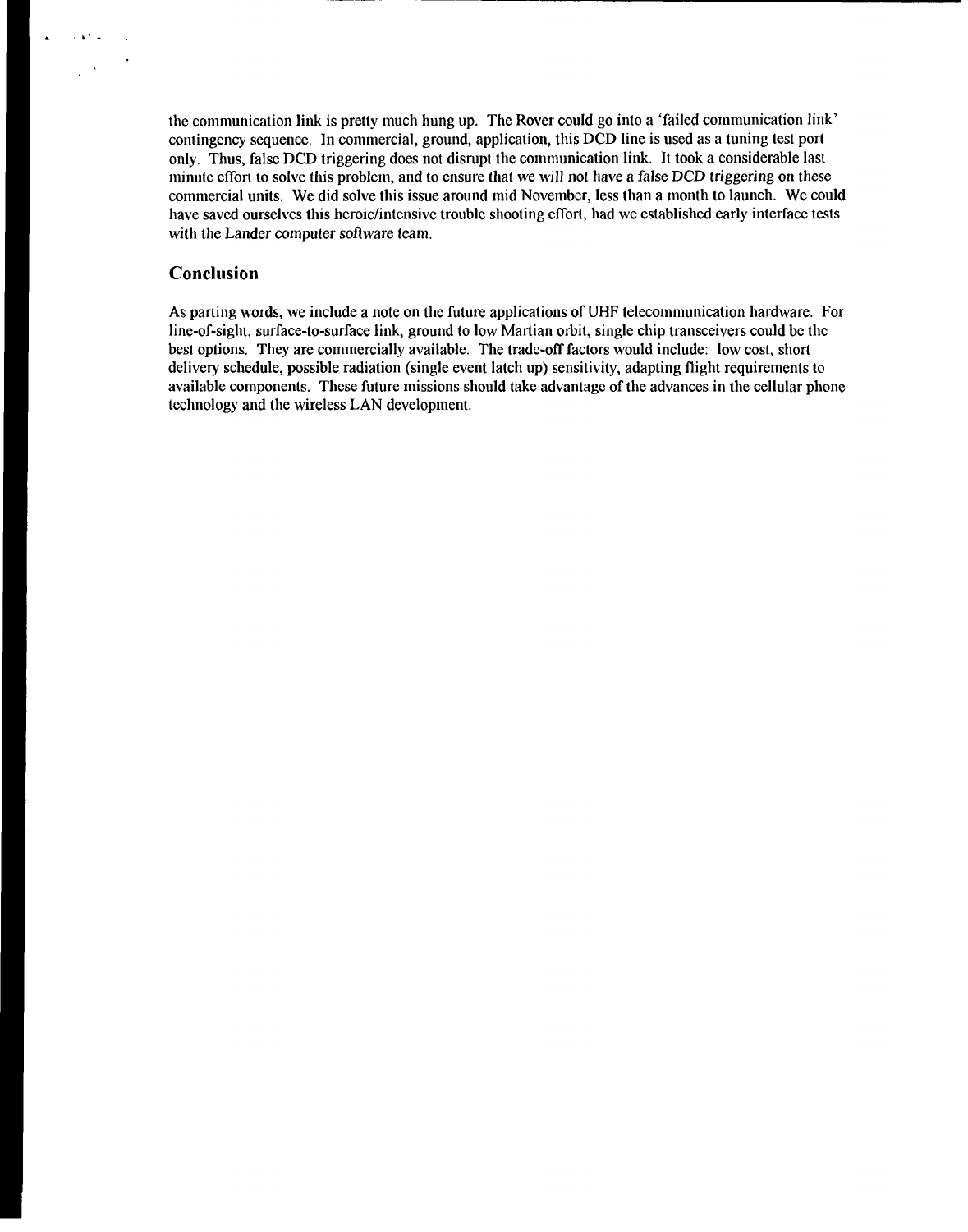the communication link is pretty much hung up. The Rover could go into a 'failed communication link' contingency sequence. In commercial, ground, application, this DCD line is used as a tuning test port only. Thus, false DCD triggering does not disrupt the communication link. It took a considerable last minute effort to solve this problem, and to ensure that we will not have a false DCD triggering on these commercial units. We did solve this issue around mid November, less than a month to launch. We could have saved ourselves this heroic/intensive trouble shooting effort, had we established early interface tests with the Lander computer software team.

## Conclusion

As parting words, we include a note on the future applications of UHF telecommunication hardware. For line-of-sight, surface-to-surface link, ground to low Martian orbit, single chip transceivers could be the best options. They are commercially available. The trade-off factors would include: low cost, short delivery schedule, possible radiation (single event latch up) sensitivity, adapting flight requirements to available components. These future missions should take advantage of the advances in the cellular phone technology and the wireless LAN development.